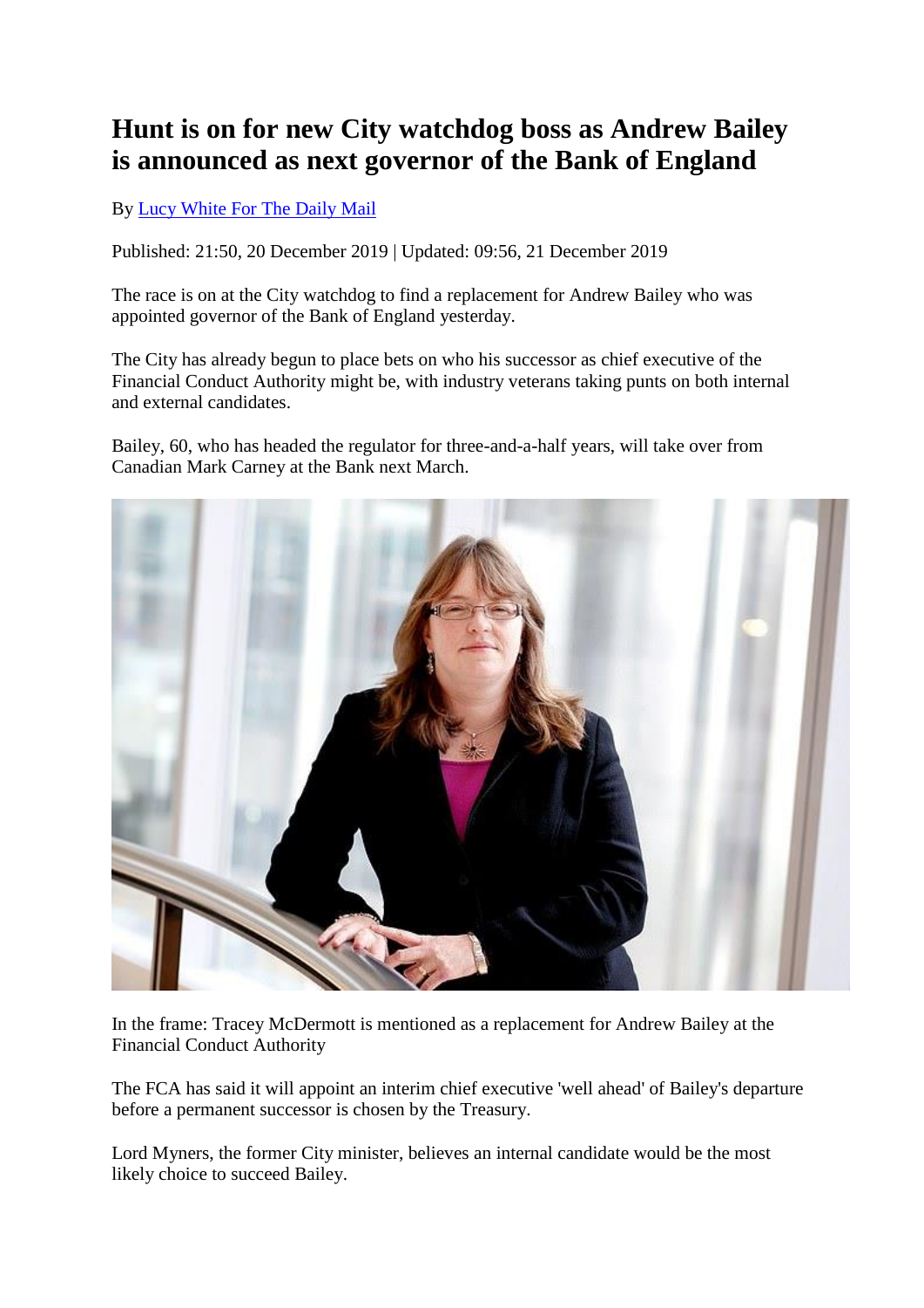# Hunt is on for new City watchdog boss as Andrew Bailey is announced as next governor of the Bank of England

By [Lucy White For The Daily Mail]

Published: 21:50, 20 December 2019 | Updated: 09:56, 21 December 2019

The race is on at the City watchdog to find a replacement for Andrew Bailey who was appointed governor of the Bank of England yesterday.

The City has already begun to place bets on who his successor as chief executive of the Financial Conduct Authority might be, with industry veterans taking punts on both internal and external candidates.

Bailey, 60, who has headed the regulator for three-and-a-half years, will take over from Canadian Mark Carney at the Bank next March.

In the frame: Tracey McDermott is mentioned as a replacement for Andrew Bailey at the Financial Conduct Authority

The FCA has said it will appoint an interim chief executive 'well ahead' of Bailey's departure before a permanent successor is chosen by the Treasury.

Lord Myners, the former City minister, believes an internal candidate would be the most likely choice to succeed Bailey.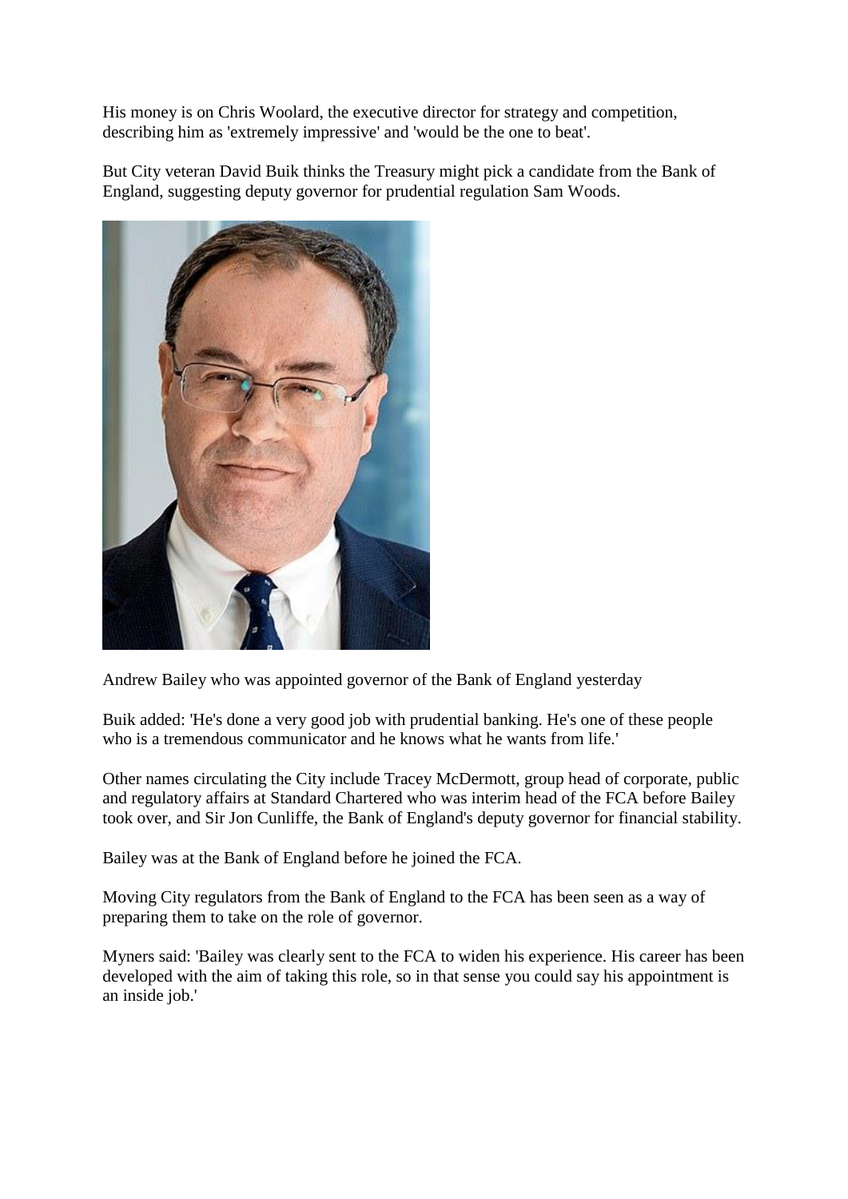His money is on Chris Woolard, the executive director for strategy and competition, describing him as 'extremely impressive' and 'would be the one to beat'.

But City veteran David Buik thinks the Treasury might pick a candidate from the Bank of England, suggesting deputy governor for prudential regulation Sam Woods.

Andrew Bailey who was appointed governor of the Bank of England yesterday

Buik added: 'He's done a very good job with prudential banking. He's one of these people who is a tremendous communicator and he knows what he wants from life.'

Other names circulating the City include Tracey McDermott, group head of corporate, public and regulatory affairs at Standard Chartered who was interim head of the FCA before Bailey took over, and Sir Jon Cunliffe, the Bank of England's deputy governor for financial stability.

Bailey was at the Bank of England before he joined the FCA.

Moving City regulators from the Bank of England to the FCA has been seen as a way of preparing them to take on the role of governor.

Myners said: 'Bailey was clearly sent to the FCA to widen his experience. His career has been developed with the aim of taking this role, so in that sense you could say his appointment is an inside job.'